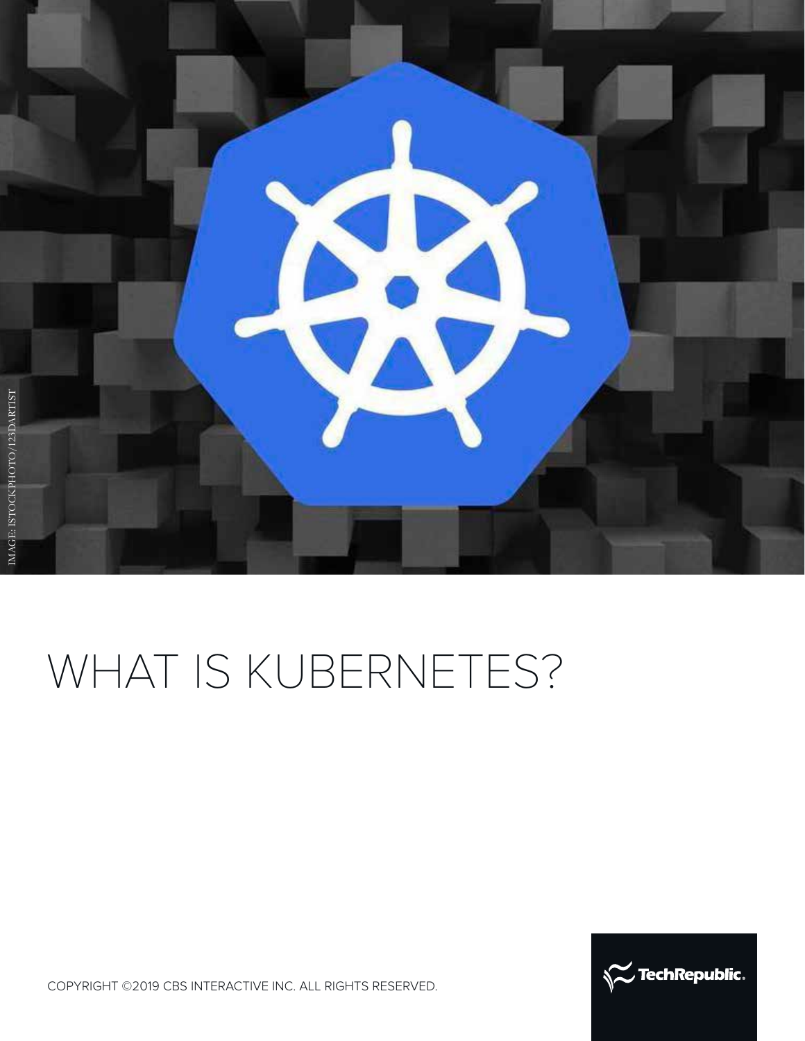IMAGE: ISTOCKPHOTO/123DARTIST

# WHAT IS KUBERNETES?

COPYRIGHT ©2019 CBS INTERACTIVE INC. ALL RIGHTS RESERVED.

TechRepublic.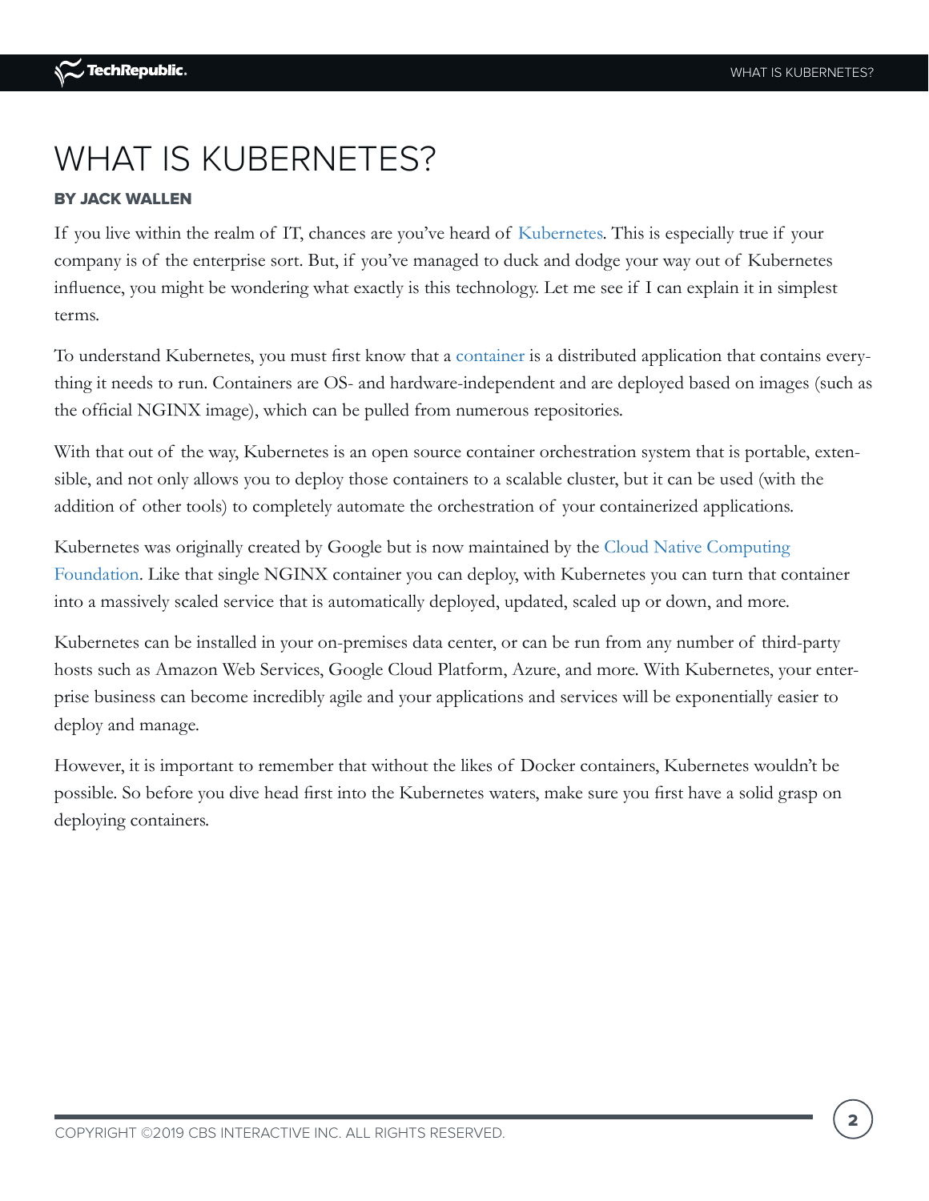# WHAT IS KUBERNETES?

**BY JACK WALLEN**

If you live within the realm of IT, chances are you've heard of Kubernetes. This is especially true if your company is of the enterprise sort. But, if you've managed to duck and dodge your way out of Kubernetes influence, you might be wondering what exactly is this technology. Let me see if I can explain it in simplest terms.

To understand Kubernetes, you must first know that a container is a distributed application that contains everything it needs to run. Containers are OS- and hardware-independent and are deployed based on images (such as the official NGINX image), which can be pulled from numerous repositories.

With that out of the way, Kubernetes is an open source container orchestration system that is portable, extensible, and not only allows you to deploy those containers to a scalable cluster, but it can be used (with the addition of other tools) to completely automate the orchestration of your containerized applications.

Kubernetes was originally created by Google but is now maintained by the Cloud Native Computing Foundation. Like that single NGINX container you can deploy, with Kubernetes you can turn that container into a massively scaled service that is automatically deployed, updated, scaled up or down, and more.

Kubernetes can be installed in your on-premises data center, or can be run from any number of third-party hosts such as Amazon Web Services, Google Cloud Platform, Azure, and more. With Kubernetes, your enterprise business can become incredibly agile and your applications and services will be exponentially easier to deploy and manage.

However, it is important to remember that without the likes of Docker containers, Kubernetes wouldn't be possible. So before you dive head first into the Kubernetes waters, make sure you first have a solid grasp on deploying containers.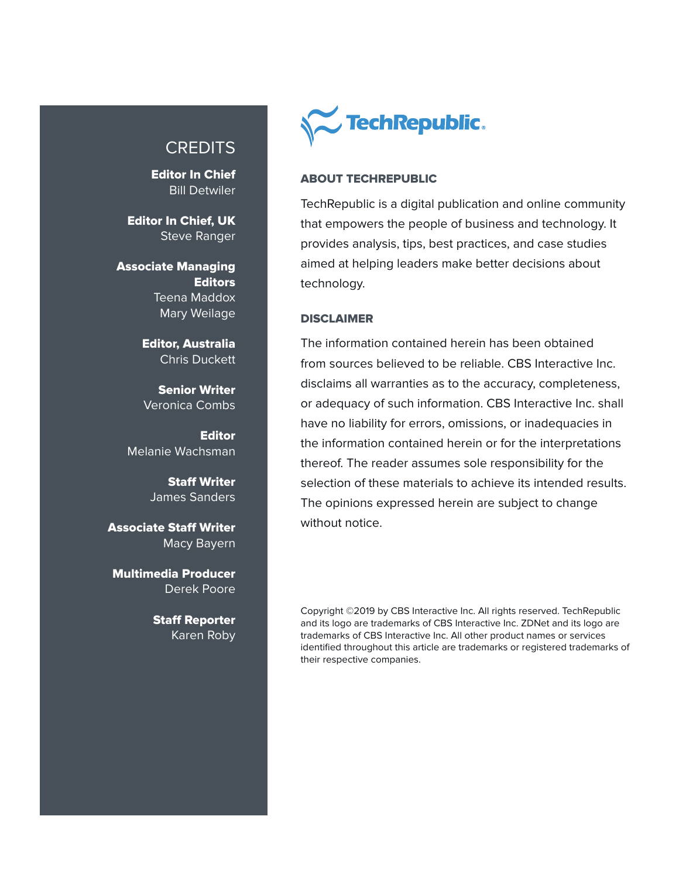## CREDITS

**Editor In Chief**
Bill Detwiler

**Editor In Chief, UK**
Steve Ranger

**Associate Managing Editors**
Teena Maddox
Mary Weilage

**Editor, Australia**
Chris Duckett

**Senior Writer**
Veronica Combs

**Editor**
Melanie Wachsman

**Staff Writer**
James Sanders

**Associate Staff Writer**
Macy Bayern

**Multimedia Producer**
Derek Poore

**Staff Reporter**
Karen Roby

TechRepublic.

### ABOUT TECHREPUBLIC

TechRepublic is a digital publication and online community that empowers the people of business and technology. It provides analysis, tips, best practices, and case studies aimed at helping leaders make better decisions about technology.

### DISCLAIMER

The information contained herein has been obtained from sources believed to be reliable. CBS Interactive Inc. disclaims all warranties as to the accuracy, completeness, or adequacy of such information. CBS Interactive Inc. shall have no liability for errors, omissions, or inadequacies in the information contained herein or for the interpretations thereof. The reader assumes sole responsibility for the selection of these materials to achieve its intended results. The opinions expressed herein are subject to change without notice.

Copyright ©2019 by CBS Interactive Inc. All rights reserved. TechRepublic and its logo are trademarks of CBS Interactive Inc. ZDNet and its logo are trademarks of CBS Interactive Inc. All other product names or services identified throughout this article are trademarks or registered trademarks of their respective companies.